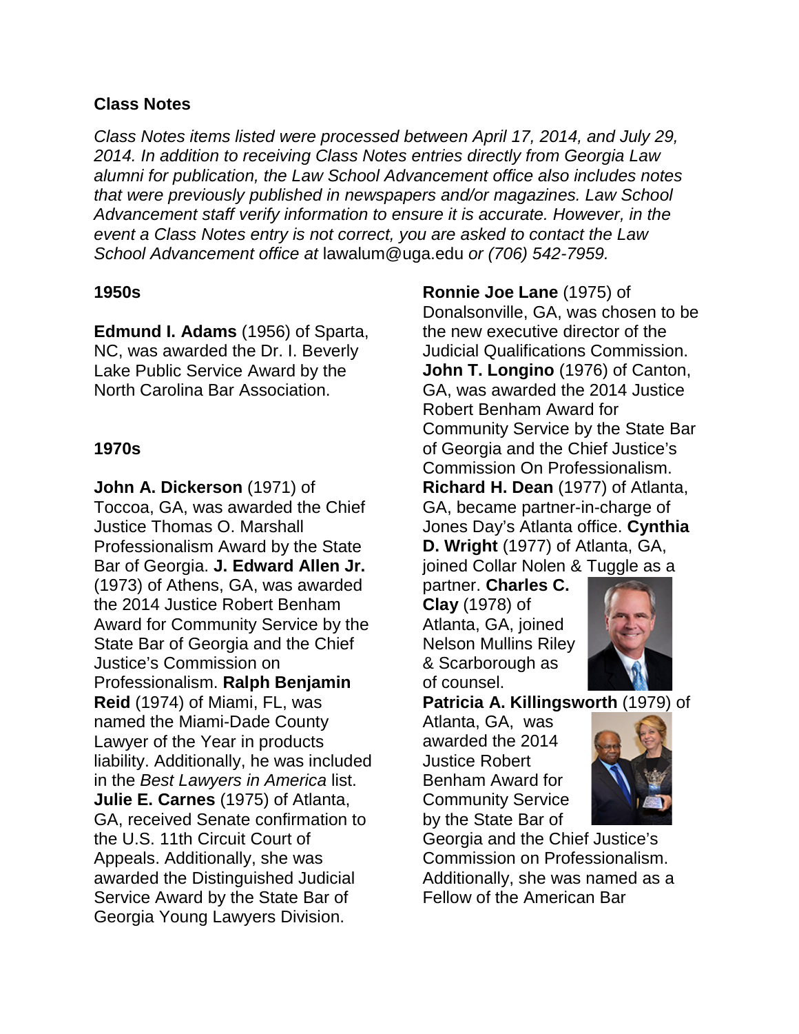## Class Notes

*Class Notes items listed were processed between April 17, 2014, and July 29, 2014. In addition to receiving Class Notes entries directly from Georgia Law alumni for publication, the Law School Advancement office also includes notes that were previously published in newspapers and/or magazines. Law School Advancement staff verify information to ensure it is accurate. However, in the event a Class Notes entry is not correct, you are asked to contact the Law School Advancement office at* lawalum@uga.edu *or (706) 542-7959.*

### 1950s

**Edmund I. Adams** (1956) of Sparta, NC, was awarded the Dr. I. Beverly Lake Public Service Award by the North Carolina Bar Association.

### 1970s

**John A. Dickerson** (1971) of Toccoa, GA, was awarded the Chief Justice Thomas O. Marshall Professionalism Award by the State Bar of Georgia. **J. Edward Allen Jr.** (1973) of Athens, GA, was awarded the 2014 Justice Robert Benham Award for Community Service by the State Bar of Georgia and the Chief Justice's Commission on Professionalism. **Ralph Benjamin Reid** (1974) of Miami, FL, was named the Miami-Dade County Lawyer of the Year in products liability. Additionally, he was included in the *Best Lawyers in America* list. **Julie E. Carnes** (1975) of Atlanta, GA, received Senate confirmation to the U.S. 11th Circuit Court of Appeals. Additionally, she was awarded the Distinguished Judicial Service Award by the State Bar of Georgia Young Lawyers Division. **Ronnie Joe Lane** (1975) of Donalsonville, GA, was chosen to be the new executive director of the Judicial Qualifications Commission. **John T. Longino** (1976) of Canton, GA, was awarded the 2014 Justice Robert Benham Award for Community Service by the State Bar of Georgia and the Chief Justice's Commission On Professionalism. **Richard H. Dean** (1977) of Atlanta, GA, became partner-in-charge of Jones Day's Atlanta office. **Cynthia D. Wright** (1977) of Atlanta, GA, joined Collar Nolen & Tuggle as a partner. **Charles C. Clay** (1978) of Atlanta, GA, joined Nelson Mullins Riley & Scarborough as of counsel. **Patricia A. Killingsworth** (1979) of Atlanta, GA, was awarded the 2014 Justice Robert Benham Award for Community Service by the State Bar of Georgia and the Chief Justice's Commission on Professionalism. Additionally, she was named as a Fellow of the American Bar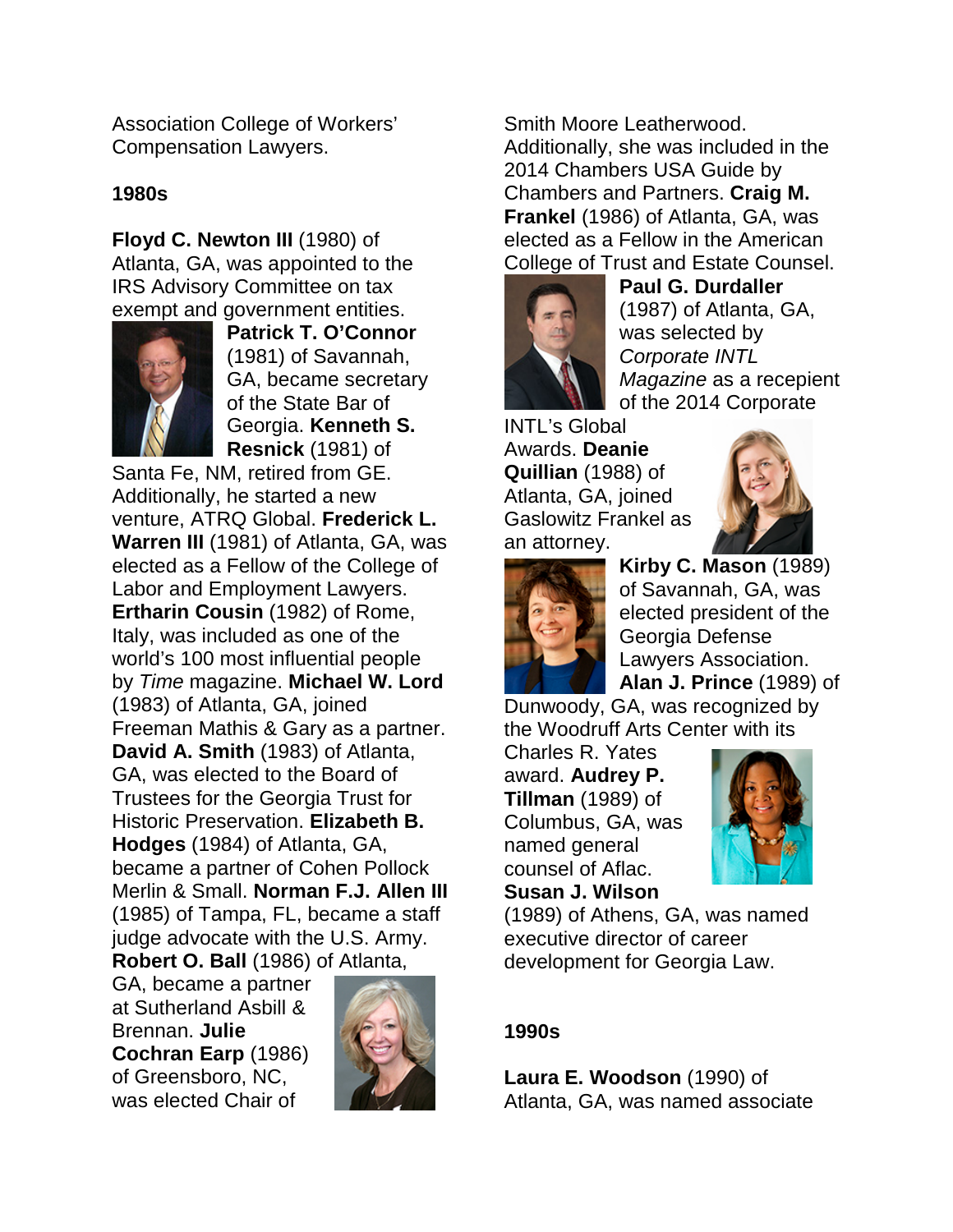Association College of Workers' Compensation Lawyers.

## 1980s

**Floyd C. Newton III** (1980) of Atlanta, GA, was appointed to the IRS Advisory Committee on tax exempt and government entities. **Patrick T. O'Connor** (1981) of Savannah, GA, became secretary of the State Bar of Georgia. **Kenneth S. Resnick** (1981) of Santa Fe, NM, retired from GE. Additionally, he started a new venture, ATRQ Global. **Frederick L. Warren III** (1981) of Atlanta, GA, was elected as a Fellow of the College of Labor and Employment Lawyers. **Ertharin Cousin** (1982) of Rome, Italy, was included as one of the world's 100 most influential people by *Time* magazine. **Michael W. Lord** (1983) of Atlanta, GA, joined Freeman Mathis & Gary as a partner. **David A. Smith** (1983) of Atlanta, GA, was elected to the Board of Trustees for the Georgia Trust for Historic Preservation. **Elizabeth B. Hodges** (1984) of Atlanta, GA, became a partner of Cohen Pollock Merlin & Small. **Norman F.J. Allen III** (1985) of Tampa, FL, became a staff judge advocate with the U.S. Army. **Robert O. Ball** (1986) of Atlanta, GA, became a partner at Sutherland Asbill & Brennan. **Julie Cochran Earp** (1986) of Greensboro, NC, was elected Chair of Smith Moore Leatherwood. Additionally, she was included in the 2014 Chambers USA Guide by Chambers and Partners. **Craig M. Frankel** (1986) of Atlanta, GA, was elected as a Fellow in the American College of Trust and Estate Counsel. **Paul G. Durdaller** (1987) of Atlanta, GA, was selected by *Corporate INTL Magazine* as a recepient of the 2014 Corporate INTL's Global Awards. **Deanie Quillian** (1988) of Atlanta, GA, joined Gaslowitz Frankel as an attorney. **Kirby C. Mason** (1989) of Savannah, GA, was elected president of the Georgia Defense Lawyers Association. **Alan J. Prince** (1989) of Dunwoody, GA, was recognized by the Woodruff Arts Center with its Charles R. Yates award. **Audrey P. Tillman** (1989) of Columbus, GA, was named general counsel of Aflac. **Susan J. Wilson** (1989) of Athens, GA, was named executive director of career development for Georgia Law.

## 1990s

**Laura E. Woodson** (1990) of Atlanta, GA, was named associate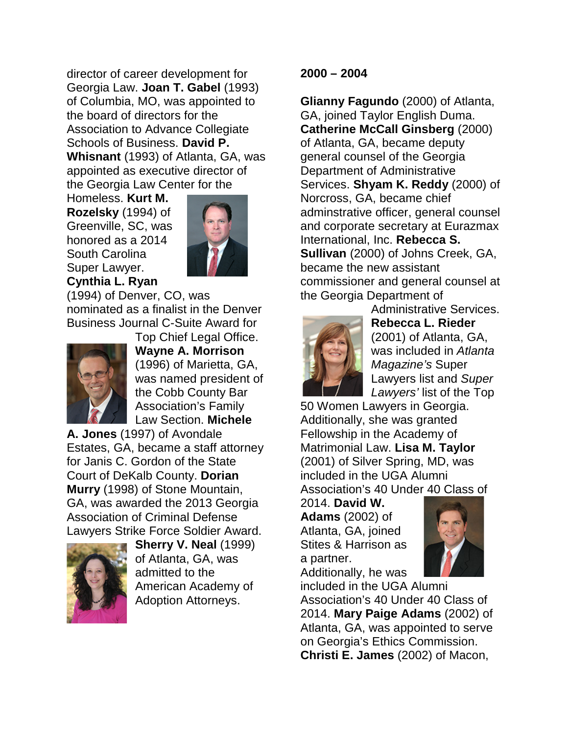director of career development for Georgia Law. **Joan T. Gabel** (1993) of Columbia, MO, was appointed to the board of directors for the Association to Advance Collegiate Schools of Business. **David P. Whisnant** (1993) of Atlanta, GA, was appointed as executive director of the Georgia Law Center for the Homeless. **Kurt M. Rozelsky** (1994) of Greenville, SC, was honored as a 2014 South Carolina Super Lawyer. **Cynthia L. Ryan** (1994) of Denver, CO, was nominated as a finalist in the Denver Business Journal C-Suite Award for Top Chief Legal Office. **Wayne A. Morrison** (1996) of Marietta, GA, was named president of the Cobb County Bar Association's Family Law Section. **Michele A. Jones** (1997) of Avondale Estates, GA, became a staff attorney for Janis C. Gordon of the State Court of DeKalb County. **Dorian Murry** (1998) of Stone Mountain, GA, was awarded the 2013 Georgia Association of Criminal Defense Lawyers Strike Force Soldier Award. **Sherry V. Neal** (1999) of Atlanta, GA, was admitted to the American Academy of Adoption Attorneys.

## 2000 – 2004

**Glianny Fagundo** (2000) of Atlanta, GA, joined Taylor English Duma. **Catherine McCall Ginsberg** (2000) of Atlanta, GA, became deputy general counsel of the Georgia Department of Administrative Services. **Shyam K. Reddy** (2000) of Norcross, GA, became chief adminstrative officer, general counsel and corporate secretary at Eurazmax International, Inc. **Rebecca S. Sullivan** (2000) of Johns Creek, GA, became the new assistant commissioner and general counsel at the Georgia Department of Administrative Services. **Rebecca L. Rieder** (2001) of Atlanta, GA, was included in *Atlanta Magazine's* Super Lawyers list and *Super Lawyers'* list of the Top 50 Women Lawyers in Georgia. Additionally, she was granted Fellowship in the Academy of Matrimonial Law. **Lisa M. Taylor** (2001) of Silver Spring, MD, was included in the UGA Alumni Association's 40 Under 40 Class of 2014. **David W. Adams** (2002) of Atlanta, GA, joined Stites & Harrison as a partner. Additionally, he was included in the UGA Alumni Association's 40 Under 40 Class of 2014. **Mary Paige Adams** (2002) of Atlanta, GA, was appointed to serve on Georgia's Ethics Commission. **Christi E. James** (2002) of Macon,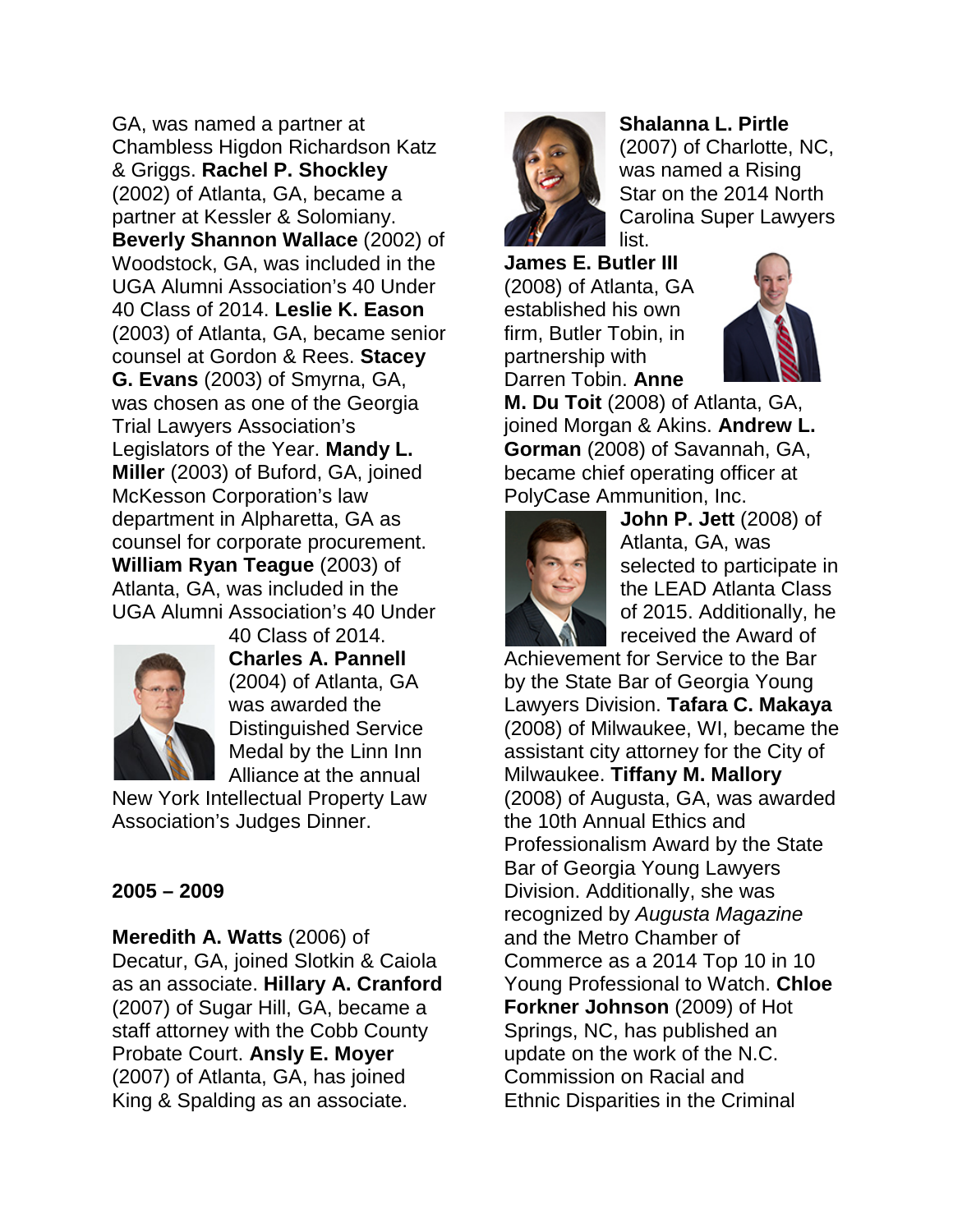GA, was named a partner at Chambless Higdon Richardson Katz & Griggs. **Rachel P. Shockley** (2002) of Atlanta, GA, became a partner at Kessler & Solomiany. **Beverly Shannon Wallace** (2002) of Woodstock, GA, was included in the UGA Alumni Association's 40 Under 40 Class of 2014. **Leslie K. Eason** (2003) of Atlanta, GA, became senior counsel at Gordon & Rees. **Stacey G. Evans** (2003) of Smyrna, GA, was chosen as one of the Georgia Trial Lawyers Association's Legislators of the Year. **Mandy L. Miller** (2003) of Buford, GA, joined McKesson Corporation's law department in Alpharetta, GA as counsel for corporate procurement. **William Ryan Teague** (2003) of Atlanta, GA, was included in the UGA Alumni Association's 40 Under 40 Class of 2014. **Charles A. Pannell** (2004) of Atlanta, GA was awarded the Distinguished Service Medal by the Linn Inn Alliance at the annual New York Intellectual Property Law Association's Judges Dinner.

**2005 – 2009**

**Meredith A. Watts** (2006) of Decatur, GA, joined Slotkin & Caiola as an associate. **Hillary A. Cranford** (2007) of Sugar Hill, GA, became a staff attorney with the Cobb County Probate Court. **Ansly E. Moyer** (2007) of Atlanta, GA, has joined King & Spalding as an associate.

**Shalanna L. Pirtle** (2007) of Charlotte, NC, was named a Rising Star on the 2014 North Carolina Super Lawyers list.

**James E. Butler III** (2008) of Atlanta, GA established his own firm, Butler Tobin, in partnership with Darren Tobin. **Anne M. Du Toit** (2008) of Atlanta, GA, joined Morgan & Akins. **Andrew L. Gorman** (2008) of Savannah, GA, became chief operating officer at PolyCase Ammunition, Inc.

**John P. Jett** (2008) of Atlanta, GA, was selected to participate in the LEAD Atlanta Class of 2015. Additionally, he received the Award of Achievement for Service to the Bar by the State Bar of Georgia Young Lawyers Division. **Tafara C. Makaya** (2008) of Milwaukee, WI, became the assistant city attorney for the City of Milwaukee. **Tiffany M. Mallory** (2008) of Augusta, GA, was awarded the 10th Annual Ethics and Professionalism Award by the State Bar of Georgia Young Lawyers Division. Additionally, she was recognized by *Augusta Magazine* and the Metro Chamber of Commerce as a 2014 Top 10 in 10 Young Professional to Watch. **Chloe Forkner Johnson** (2009) of Hot Springs, NC, has published an update on the work of the N.C. Commission on Racial and Ethnic Disparities in the Criminal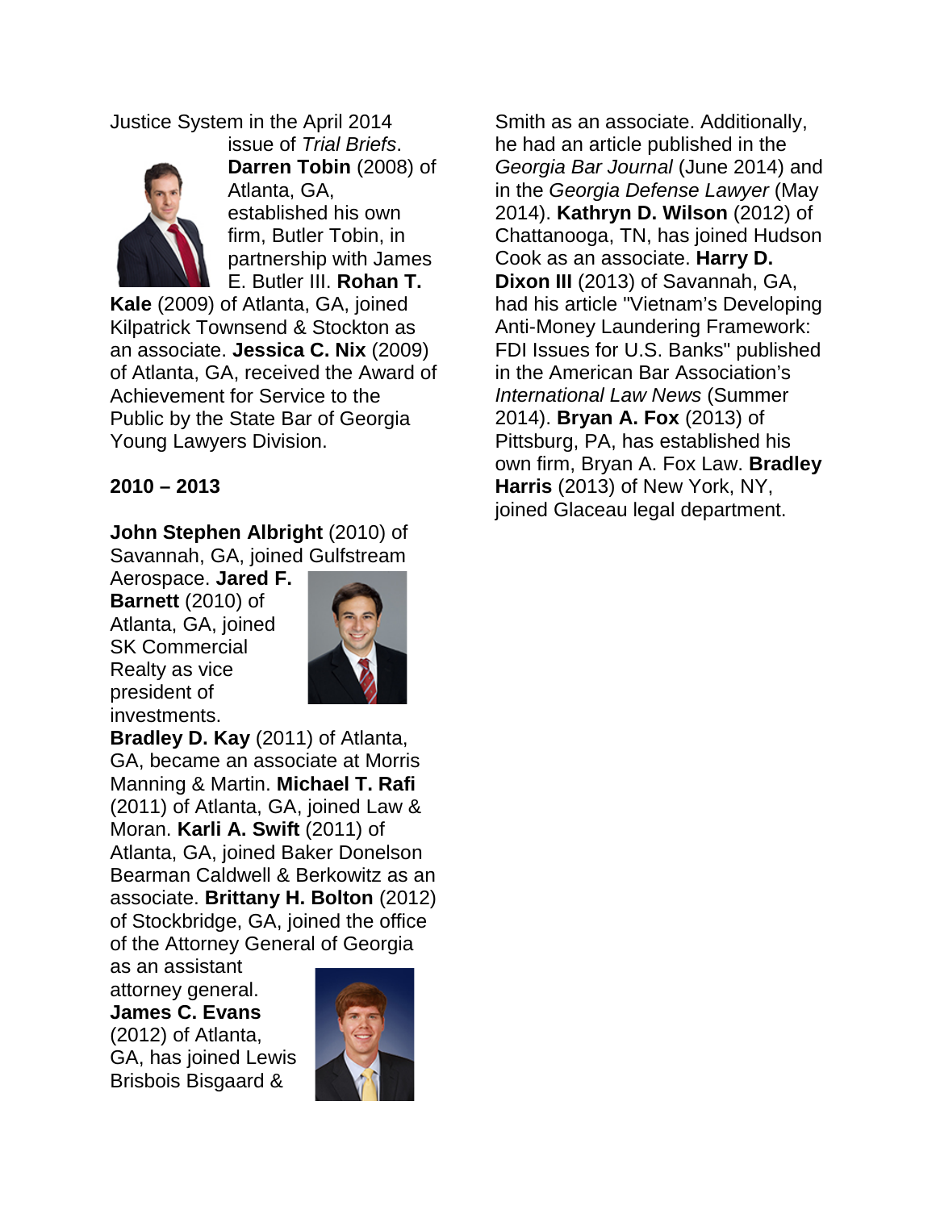Justice System in the April 2014 issue of *Trial Briefs*. **Darren Tobin** (2008) of Atlanta, GA, established his own firm, Butler Tobin, in partnership with James E. Butler III. **Rohan T. Kale** (2009) of Atlanta, GA, joined Kilpatrick Townsend & Stockton as an associate. **Jessica C. Nix** (2009) of Atlanta, GA, received the Award of Achievement for Service to the Public by the State Bar of Georgia Young Lawyers Division.

**2010 – 2013**

**John Stephen Albright** (2010) of Savannah, GA, joined Gulfstream Aerospace. **Jared F. Barnett** (2010) of Atlanta, GA, joined SK Commercial Realty as vice president of investments. **Bradley D. Kay** (2011) of Atlanta, GA, became an associate at Morris Manning & Martin. **Michael T. Rafi** (2011) of Atlanta, GA, joined Law & Moran. **Karli A. Swift** (2011) of Atlanta, GA, joined Baker Donelson Bearman Caldwell & Berkowitz as an associate. **Brittany H. Bolton** (2012) of Stockbridge, GA, joined the office of the Attorney General of Georgia as an assistant attorney general. **James C. Evans** (2012) of Atlanta, GA, has joined Lewis Brisbois Bisgaard & Smith as an associate. Additionally, he had an article published in the *Georgia Bar Journal* (June 2014) and in the *Georgia Defense Lawyer* (May 2014). **Kathryn D. Wilson** (2012) of Chattanooga, TN, has joined Hudson Cook as an associate. **Harry D. Dixon III** (2013) of Savannah, GA, had his article "Vietnam's Developing Anti-Money Laundering Framework: FDI Issues for U.S. Banks" published in the American Bar Association's *International Law News* (Summer 2014). **Bryan A. Fox** (2013) of Pittsburg, PA, has established his own firm, Bryan A. Fox Law. **Bradley Harris** (2013) of New York, NY, joined Glaceau legal department.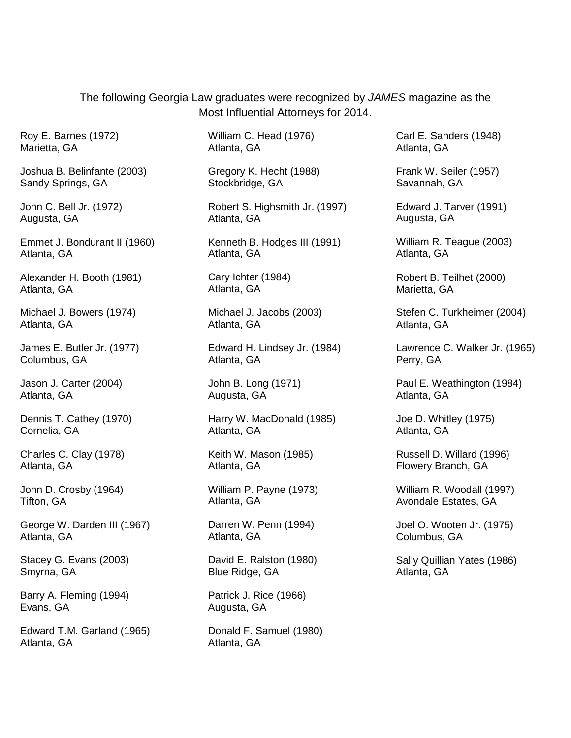The following Georgia Law graduates were recognized by *JAMES* magazine as the Most Influential Attorneys for 2014.

Roy E. Barnes (1972)
Marietta, GA

Joshua B. Belinfante (2003)
Sandy Springs, GA

John C. Bell Jr. (1972)
Augusta, GA

Emmet J. Bondurant II (1960)
Atlanta, GA

Alexander H. Booth (1981)
Atlanta, GA

Michael J. Bowers (1974)
Atlanta, GA

James E. Butler Jr. (1977)
Columbus, GA

Jason J. Carter (2004)
Atlanta, GA

Dennis T. Cathey (1970)
Cornelia, GA

Charles C. Clay (1978)
Atlanta, GA

John D. Crosby (1964)
Tifton, GA

George W. Darden III (1967)
Atlanta, GA

Stacey G. Evans (2003)
Smyrna, GA

Barry A. Fleming (1994)
Evans, GA

Edward T.M. Garland (1965)
Atlanta, GA

William C. Head (1976)
Atlanta, GA

Gregory K. Hecht (1988)
Stockbridge, GA

Robert S. Highsmith Jr. (1997)
Atlanta, GA

Kenneth B. Hodges III (1991)
Atlanta, GA

Cary Ichter (1984)
Atlanta, GA

Michael J. Jacobs (2003)
Atlanta, GA

Edward H. Lindsey Jr. (1984)
Atlanta, GA

John B. Long (1971)
Augusta, GA

Harry W. MacDonald (1985)
Atlanta, GA

Keith W. Mason (1985)
Atlanta, GA

William P. Payne (1973)
Atlanta, GA

Darren W. Penn (1994)
Atlanta, GA

David E. Ralston (1980)
Blue Ridge, GA

Patrick J. Rice (1966)
Augusta, GA

Donald F. Samuel (1980)
Atlanta, GA

Carl E. Sanders (1948)
Atlanta, GA

Frank W. Seiler (1957)
Savannah, GA

Edward J. Tarver (1991)
Augusta, GA

William R. Teague (2003)
Atlanta, GA

Robert B. Teilhet (2000)
Marietta, GA

Stefen C. Turkheimer (2004)
Atlanta, GA

Lawrence C. Walker Jr. (1965)
Perry, GA

Paul E. Weathington (1984)
Atlanta, GA

Joe D. Whitley (1975)
Atlanta, GA

Russell D. Willard (1996)
Flowery Branch, GA

William R. Woodall (1997)
Avondale Estates, GA

Joel O. Wooten Jr. (1975)
Columbus, GA

Sally Quillian Yates (1986)
Atlanta, GA